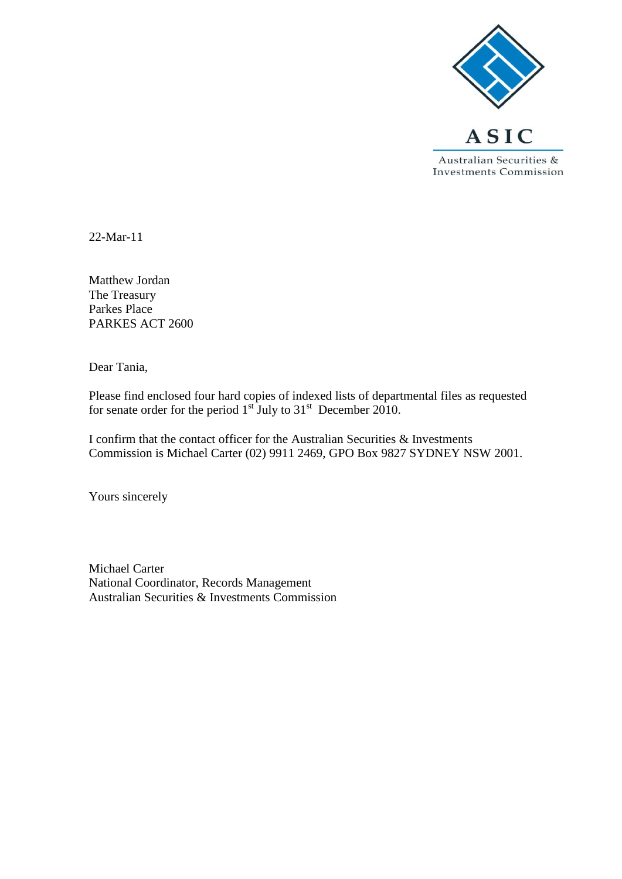ASIC

Australian Securities & Investments Commission

22-Mar-11

Matthew Jordan
The Treasury
Parkes Place
PARKES ACT 2600

Dear Tania,

Please find enclosed four hard copies of indexed lists of departmental files as requested for senate order for the period 1st July to 31st December 2010.

I confirm that the contact officer for the Australian Securities & Investments Commission is Michael Carter (02) 9911 2469, GPO Box 9827 SYDNEY NSW 2001.

Yours sincerely

Michael Carter
National Coordinator, Records Management
Australian Securities & Investments Commission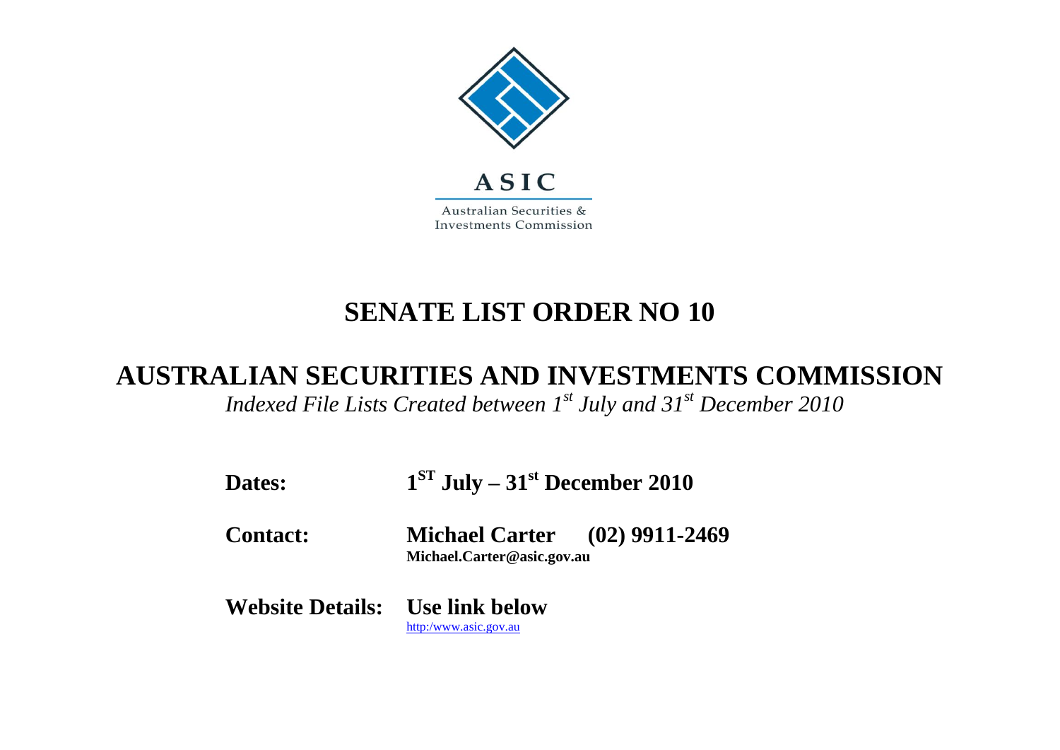ASIC

Australian Securities & Investments Commission

# SENATE LIST ORDER NO 10

## AUSTRALIAN SECURITIES AND INVESTMENTS COMMISSION

*Indexed File Lists Created between 1st July and 31st December 2010*

**Dates:** **1ST July – 31st December 2010**

**Contact:** **Michael Carter (02) 9911-2469**
**Michael.Carter@asic.gov.au**

**Website Details:** **Use link below**
http:/www.asic.gov.au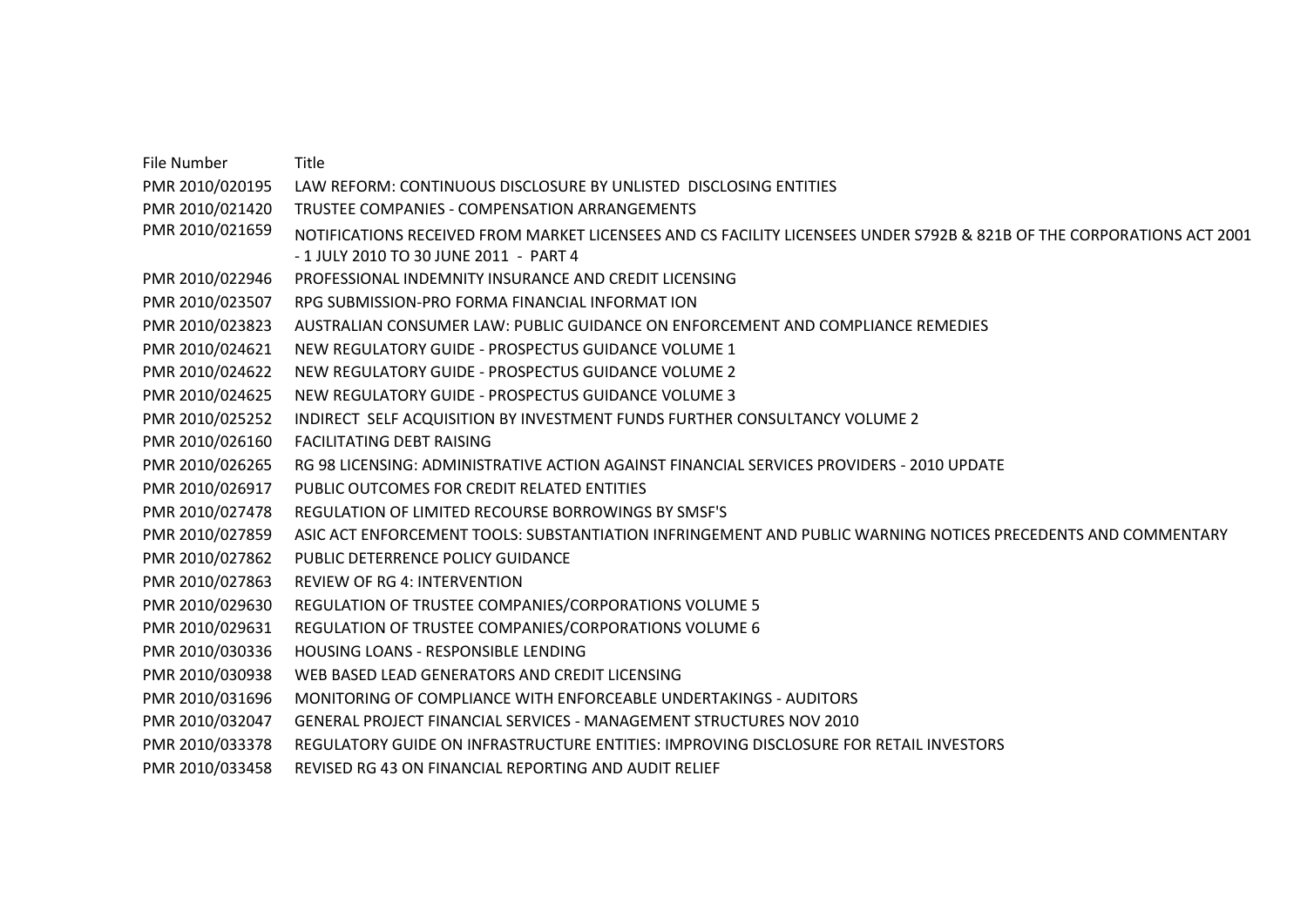| File Number | Title |
| --- | --- |
| PMR 2010/020195 | LAW REFORM: CONTINUOUS DISCLOSURE BY UNLISTED DISCLOSING ENTITIES |
| PMR 2010/021420 | TRUSTEE COMPANIES - COMPENSATION ARRANGEMENTS |
| PMR 2010/021659 | NOTIFICATIONS RECEIVED FROM MARKET LICENSEES AND CS FACILITY LICENSEES UNDER S792B & 821B OF THE CORPORATIONS ACT 2001 - 1 JULY 2010 TO 30 JUNE 2011 - PART 4 |
| PMR 2010/022946 | PROFESSIONAL INDEMNITY INSURANCE AND CREDIT LICENSING |
| PMR 2010/023507 | RPG SUBMISSION-PRO FORMA FINANCIAL INFORMAT ION |
| PMR 2010/023823 | AUSTRALIAN CONSUMER LAW: PUBLIC GUIDANCE ON ENFORCEMENT AND COMPLIANCE REMEDIES |
| PMR 2010/024621 | NEW REGULATORY GUIDE - PROSPECTUS GUIDANCE VOLUME 1 |
| PMR 2010/024622 | NEW REGULATORY GUIDE - PROSPECTUS GUIDANCE VOLUME 2 |
| PMR 2010/024625 | NEW REGULATORY GUIDE - PROSPECTUS GUIDANCE VOLUME 3 |
| PMR 2010/025252 | INDIRECT SELF ACQUISITION BY INVESTMENT FUNDS FURTHER CONSULTANCY VOLUME 2 |
| PMR 2010/026160 | FACILITATING DEBT RAISING |
| PMR 2010/026265 | RG 98 LICENSING: ADMINISTRATIVE ACTION AGAINST FINANCIAL SERVICES PROVIDERS - 2010 UPDATE |
| PMR 2010/026917 | PUBLIC OUTCOMES FOR CREDIT RELATED ENTITIES |
| PMR 2010/027478 | REGULATION OF LIMITED RECOURSE BORROWINGS BY SMSF'S |
| PMR 2010/027859 | ASIC ACT ENFORCEMENT TOOLS: SUBSTANTIATION INFRINGEMENT AND PUBLIC WARNING NOTICES PRECEDENTS AND COMMENTARY |
| PMR 2010/027862 | PUBLIC DETERRENCE POLICY GUIDANCE |
| PMR 2010/027863 | REVIEW OF RG 4: INTERVENTION |
| PMR 2010/029630 | REGULATION OF TRUSTEE COMPANIES/CORPORATIONS VOLUME 5 |
| PMR 2010/029631 | REGULATION OF TRUSTEE COMPANIES/CORPORATIONS VOLUME 6 |
| PMR 2010/030336 | HOUSING LOANS - RESPONSIBLE LENDING |
| PMR 2010/030938 | WEB BASED LEAD GENERATORS AND CREDIT LICENSING |
| PMR 2010/031696 | MONITORING OF COMPLIANCE WITH ENFORCEABLE UNDERTAKINGS - AUDITORS |
| PMR 2010/032047 | GENERAL PROJECT FINANCIAL SERVICES - MANAGEMENT STRUCTURES NOV 2010 |
| PMR 2010/033378 | REGULATORY GUIDE ON INFRASTRUCTURE ENTITIES: IMPROVING DISCLOSURE FOR RETAIL INVESTORS |
| PMR 2010/033458 | REVISED RG 43 ON FINANCIAL REPORTING AND AUDIT RELIEF |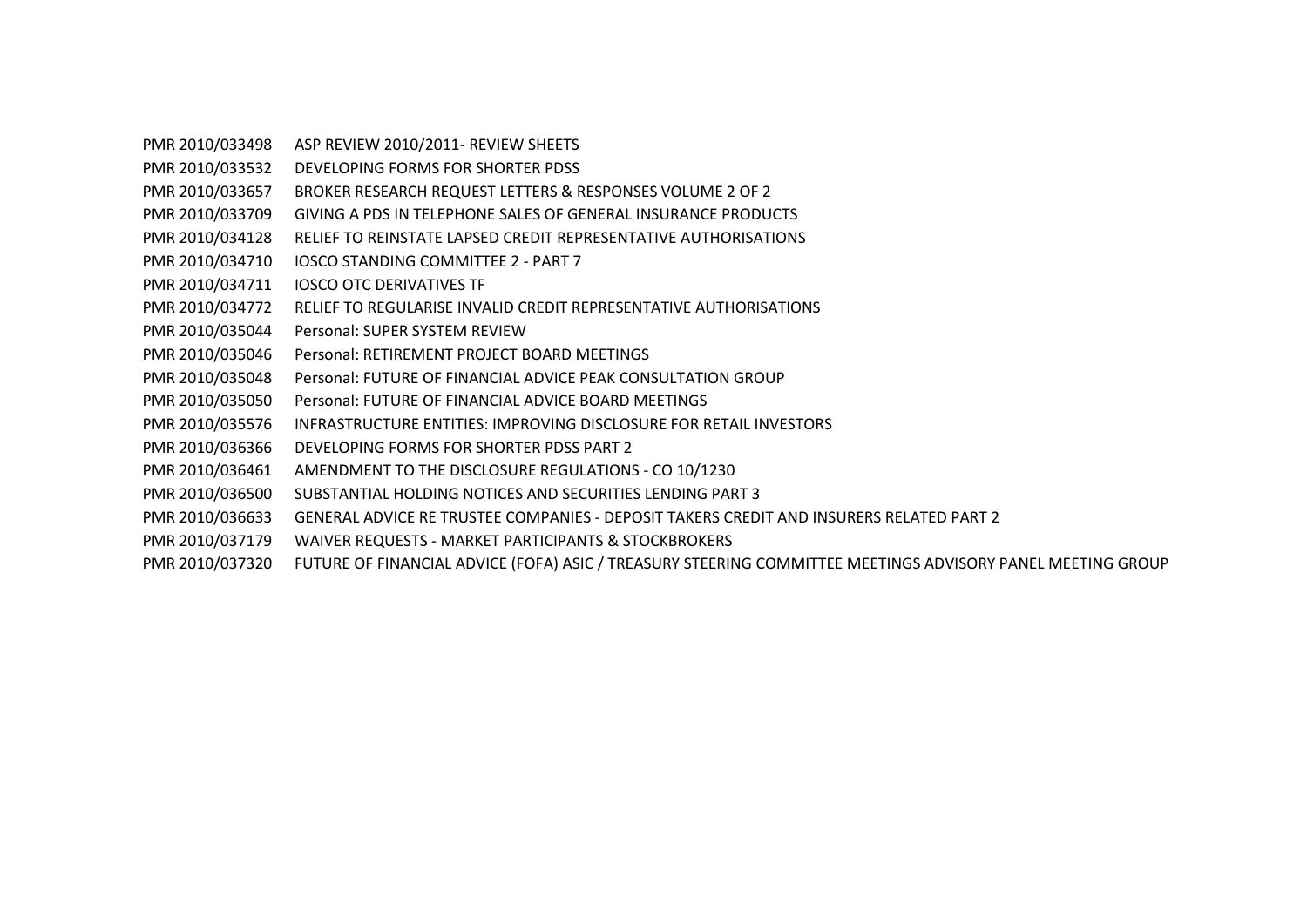| | |
|---|---|
| PMR 2010/033498 | ASP REVIEW 2010/2011- REVIEW SHEETS |
| PMR 2010/033532 | DEVELOPING FORMS FOR SHORTER PDSS |
| PMR 2010/033657 | BROKER RESEARCH REQUEST LETTERS & RESPONSES VOLUME 2 OF 2 |
| PMR 2010/033709 | GIVING A PDS IN TELEPHONE SALES OF GENERAL INSURANCE PRODUCTS |
| PMR 2010/034128 | RELIEF TO REINSTATE LAPSED CREDIT REPRESENTATIVE AUTHORISATIONS |
| PMR 2010/034710 | IOSCO STANDING COMMITTEE 2 - PART 7 |
| PMR 2010/034711 | IOSCO OTC DERIVATIVES TF |
| PMR 2010/034772 | RELIEF TO REGULARISE INVALID CREDIT REPRESENTATIVE AUTHORISATIONS |
| PMR 2010/035044 | Personal: SUPER SYSTEM REVIEW |
| PMR 2010/035046 | Personal: RETIREMENT PROJECT BOARD MEETINGS |
| PMR 2010/035048 | Personal: FUTURE OF FINANCIAL ADVICE PEAK CONSULTATION GROUP |
| PMR 2010/035050 | Personal: FUTURE OF FINANCIAL ADVICE BOARD MEETINGS |
| PMR 2010/035576 | INFRASTRUCTURE ENTITIES: IMPROVING DISCLOSURE FOR RETAIL INVESTORS |
| PMR 2010/036366 | DEVELOPING FORMS FOR SHORTER PDSS PART 2 |
| PMR 2010/036461 | AMENDMENT TO THE DISCLOSURE REGULATIONS - CO 10/1230 |
| PMR 2010/036500 | SUBSTANTIAL HOLDING NOTICES AND SECURITIES LENDING PART 3 |
| PMR 2010/036633 | GENERAL ADVICE RE TRUSTEE COMPANIES - DEPOSIT TAKERS CREDIT AND INSURERS RELATED PART 2 |
| PMR 2010/037179 | WAIVER REQUESTS - MARKET PARTICIPANTS & STOCKBROKERS |
| PMR 2010/037320 | FUTURE OF FINANCIAL ADVICE (FOFA) ASIC / TREASURY STEERING COMMITTEE MEETINGS ADVISORY PANEL MEETING GROUP |